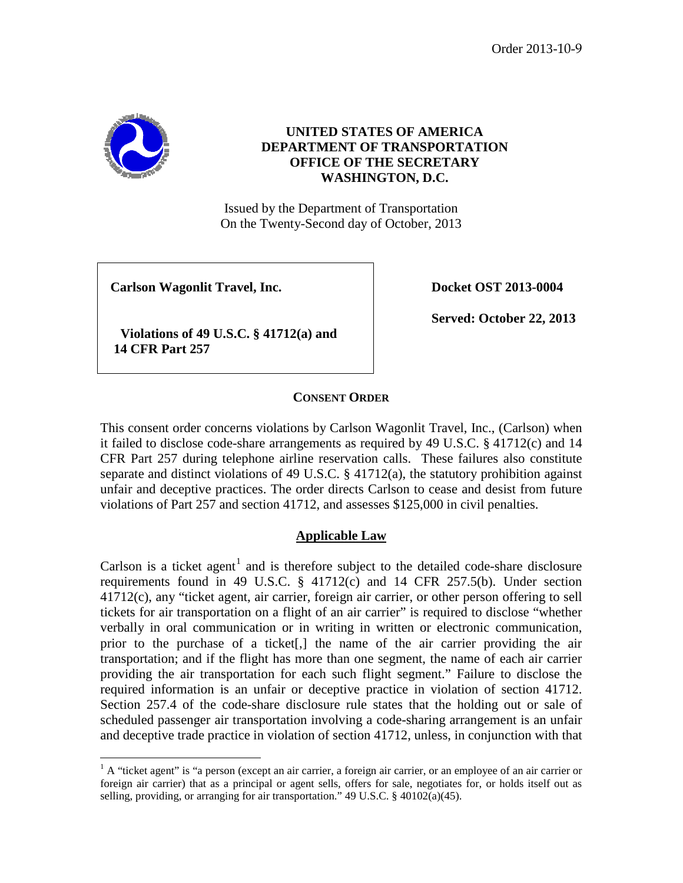Order 2013-10-9

**UNITED STATES OF AMERICA**
**DEPARTMENT OF TRANSPORTATION**
**OFFICE OF THE SECRETARY**
**WASHINGTON, D.C.**

Issued by the Department of Transportation
On the Twenty-Second day of October, 2013

| | |
|---|---|
| **Carlson Wagonlit Travel, Inc.**<br><br>**Violations of 49 U.S.C. § 41712(a) and 14 CFR Part 257** | **Docket OST 2013-0004**<br><br>**Served: October 22, 2013** |

## CONSENT ORDER

This consent order concerns violations by Carlson Wagonlit Travel, Inc., (Carlson) when it failed to disclose code-share arrangements as required by 49 U.S.C. § 41712(c) and 14 CFR Part 257 during telephone airline reservation calls. These failures also constitute separate and distinct violations of 49 U.S.C. § 41712(a), the statutory prohibition against unfair and deceptive practices. The order directs Carlson to cease and desist from future violations of Part 257 and section 41712, and assesses $125,000 in civil penalties.

## Applicable Law

Carlson is a ticket agent[1] and is therefore subject to the detailed code-share disclosure requirements found in 49 U.S.C. § 41712(c) and 14 CFR 257.5(b). Under section 41712(c), any "ticket agent, air carrier, foreign air carrier, or other person offering to sell tickets for air transportation on a flight of an air carrier" is required to disclose "whether verbally in oral communication or in writing in written or electronic communication, prior to the purchase of a ticket[,] the name of the air carrier providing the air transportation; and if the flight has more than one segment, the name of each air carrier providing the air transportation for each such flight segment." Failure to disclose the required information is an unfair or deceptive practice in violation of section 41712. Section 257.4 of the code-share disclosure rule states that the holding out or sale of scheduled passenger air transportation involving a code-sharing arrangement is an unfair and deceptive trade practice in violation of section 41712, unless, in conjunction with that

[1] A "ticket agent" is "a person (except an air carrier, a foreign air carrier, or an employee of an air carrier or foreign air carrier) that as a principal or agent sells, offers for sale, negotiates for, or holds itself out as selling, providing, or arranging for air transportation." 49 U.S.C. § 40102(a)(45).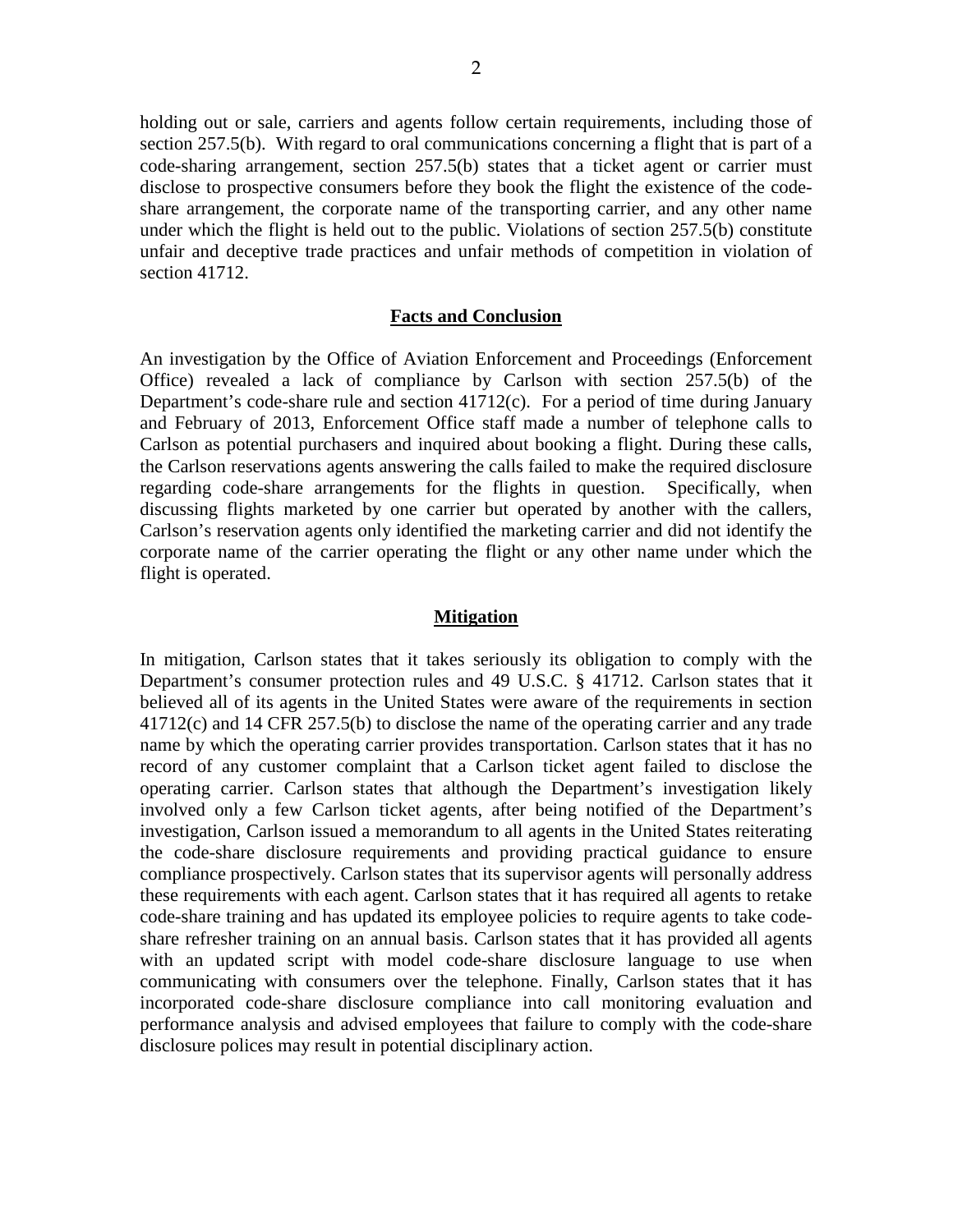holding out or sale, carriers and agents follow certain requirements, including those of section 257.5(b). With regard to oral communications concerning a flight that is part of a code-sharing arrangement, section 257.5(b) states that a ticket agent or carrier must disclose to prospective consumers before they book the flight the existence of the code-share arrangement, the corporate name of the transporting carrier, and any other name under which the flight is held out to the public. Violations of section 257.5(b) constitute unfair and deceptive trade practices and unfair methods of competition in violation of section 41712.

## Facts and Conclusion

An investigation by the Office of Aviation Enforcement and Proceedings (Enforcement Office) revealed a lack of compliance by Carlson with section 257.5(b) of the Department's code-share rule and section 41712(c). For a period of time during January and February of 2013, Enforcement Office staff made a number of telephone calls to Carlson as potential purchasers and inquired about booking a flight. During these calls, the Carlson reservations agents answering the calls failed to make the required disclosure regarding code-share arrangements for the flights in question. Specifically, when discussing flights marketed by one carrier but operated by another with the callers, Carlson's reservation agents only identified the marketing carrier and did not identify the corporate name of the carrier operating the flight or any other name under which the flight is operated.

## Mitigation

In mitigation, Carlson states that it takes seriously its obligation to comply with the Department's consumer protection rules and 49 U.S.C. § 41712. Carlson states that it believed all of its agents in the United States were aware of the requirements in section 41712(c) and 14 CFR 257.5(b) to disclose the name of the operating carrier and any trade name by which the operating carrier provides transportation. Carlson states that it has no record of any customer complaint that a Carlson ticket agent failed to disclose the operating carrier. Carlson states that although the Department's investigation likely involved only a few Carlson ticket agents, after being notified of the Department's investigation, Carlson issued a memorandum to all agents in the United States reiterating the code-share disclosure requirements and providing practical guidance to ensure compliance prospectively. Carlson states that its supervisor agents will personally address these requirements with each agent. Carlson states that it has required all agents to retake code-share training and has updated its employee policies to require agents to take code-share refresher training on an annual basis. Carlson states that it has provided all agents with an updated script with model code-share disclosure language to use when communicating with consumers over the telephone. Finally, Carlson states that it has incorporated code-share disclosure compliance into call monitoring evaluation and performance analysis and advised employees that failure to comply with the code-share disclosure polices may result in potential disciplinary action.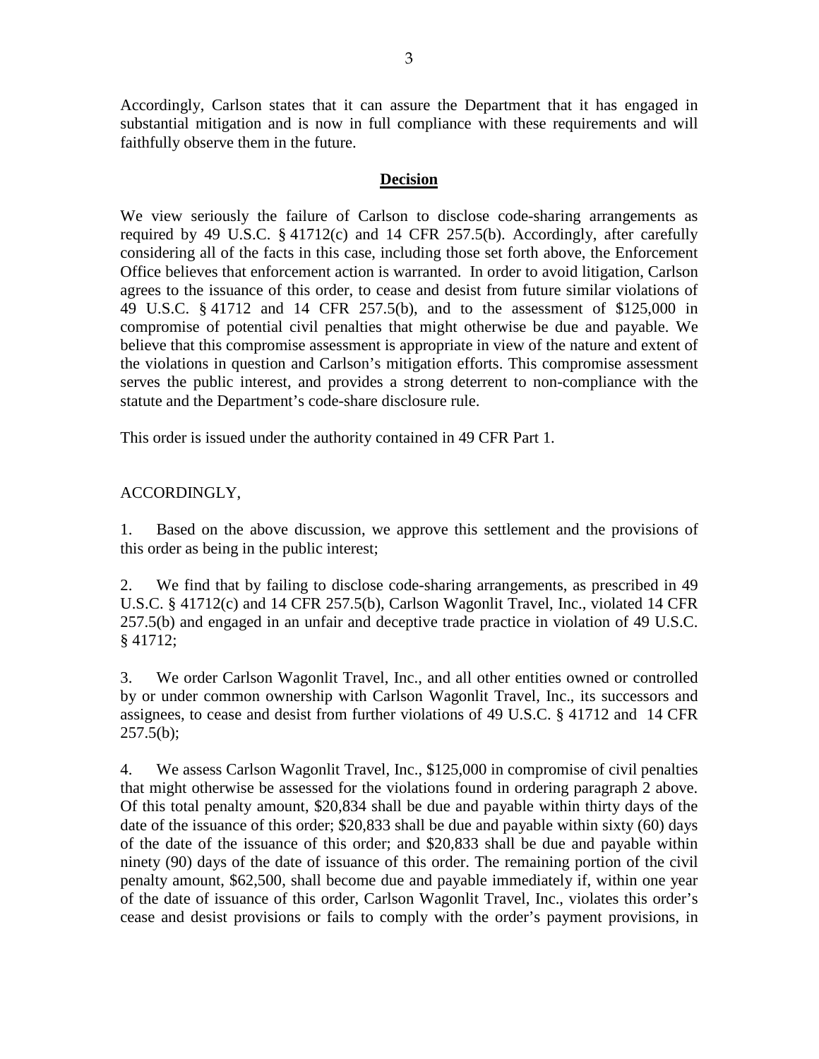Accordingly, Carlson states that it can assure the Department that it has engaged in substantial mitigation and is now in full compliance with these requirements and will faithfully observe them in the future.

## **Decision**

We view seriously the failure of Carlson to disclose code-sharing arrangements as required by 49 U.S.C. § 41712(c) and 14 CFR 257.5(b). Accordingly, after carefully considering all of the facts in this case, including those set forth above, the Enforcement Office believes that enforcement action is warranted. In order to avoid litigation, Carlson agrees to the issuance of this order, to cease and desist from future similar violations of 49 U.S.C. § 41712 and 14 CFR 257.5(b), and to the assessment of $125,000 in compromise of potential civil penalties that might otherwise be due and payable. We believe that this compromise assessment is appropriate in view of the nature and extent of the violations in question and Carlson's mitigation efforts. This compromise assessment serves the public interest, and provides a strong deterrent to non-compliance with the statute and the Department's code-share disclosure rule.

This order is issued under the authority contained in 49 CFR Part 1.

ACCORDINGLY,

1. Based on the above discussion, we approve this settlement and the provisions of this order as being in the public interest;

2. We find that by failing to disclose code-sharing arrangements, as prescribed in 49 U.S.C. § 41712(c) and 14 CFR 257.5(b), Carlson Wagonlit Travel, Inc., violated 14 CFR 257.5(b) and engaged in an unfair and deceptive trade practice in violation of 49 U.S.C. § 41712;

3. We order Carlson Wagonlit Travel, Inc., and all other entities owned or controlled by or under common ownership with Carlson Wagonlit Travel, Inc., its successors and assignees, to cease and desist from further violations of 49 U.S.C. § 41712 and 14 CFR 257.5(b);

4. We assess Carlson Wagonlit Travel, Inc., $125,000 in compromise of civil penalties that might otherwise be assessed for the violations found in ordering paragraph 2 above. Of this total penalty amount, $20,834 shall be due and payable within thirty days of the date of the issuance of this order; $20,833 shall be due and payable within sixty (60) days of the date of the issuance of this order; and $20,833 shall be due and payable within ninety (90) days of the date of issuance of this order. The remaining portion of the civil penalty amount, $62,500, shall become due and payable immediately if, within one year of the date of issuance of this order, Carlson Wagonlit Travel, Inc., violates this order's cease and desist provisions or fails to comply with the order's payment provisions, in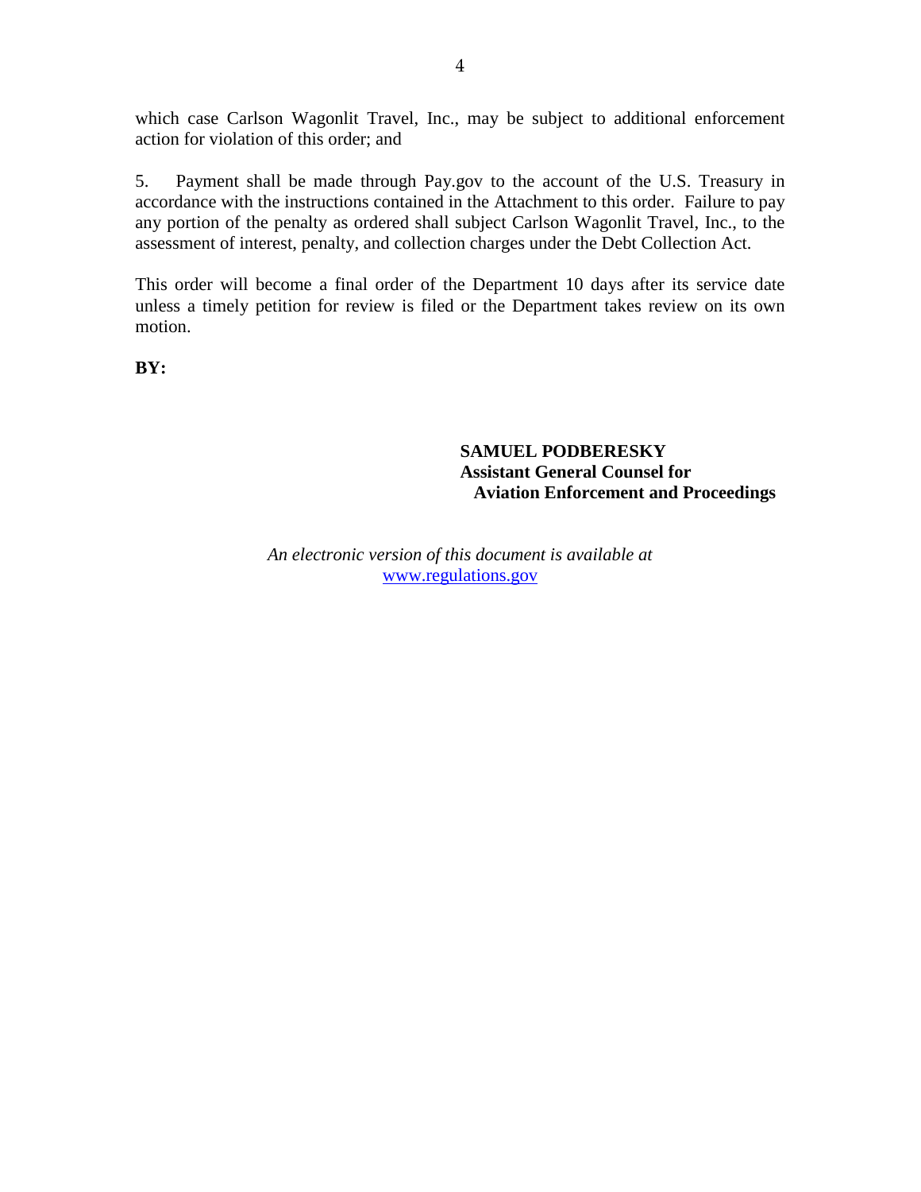which case Carlson Wagonlit Travel, Inc., may be subject to additional enforcement action for violation of this order; and

5. Payment shall be made through Pay.gov to the account of the U.S. Treasury in accordance with the instructions contained in the Attachment to this order. Failure to pay any portion of the penalty as ordered shall subject Carlson Wagonlit Travel, Inc., to the assessment of interest, penalty, and collection charges under the Debt Collection Act.

This order will become a final order of the Department 10 days after its service date unless a timely petition for review is filed or the Department takes review on its own motion.

**BY:**

**SAMUEL PODBERESKY**
**Assistant General Counsel for**
**Aviation Enforcement and Proceedings**

*An electronic version of this document is available at*
[www.regulations.gov](www.regulations.gov)